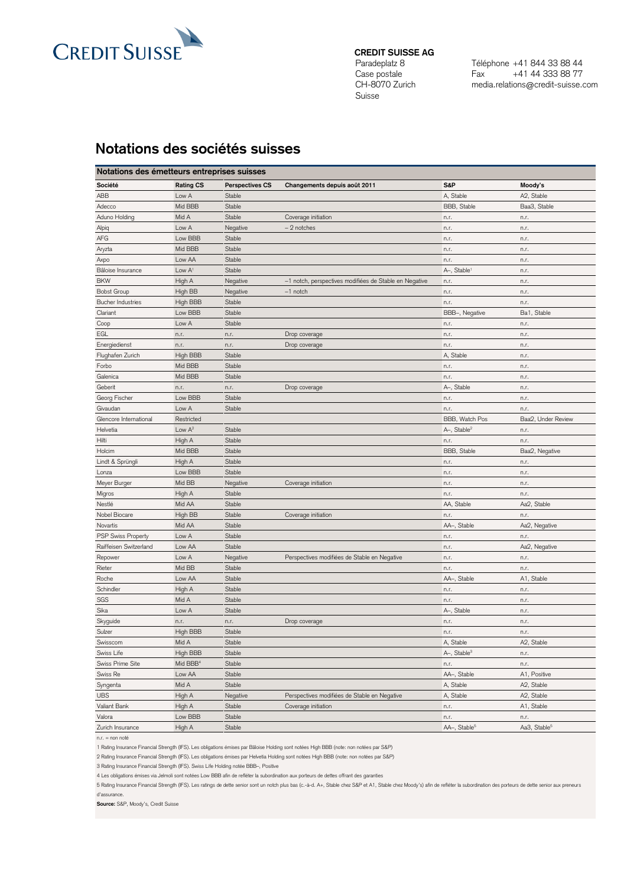CREDIT SUISSE

**CREDIT SUISSE AG**
Paradeplatz 8
Case postale
CH-8070 Zurich
Suisse

Téléphone +41 844 33 88 44
Fax +41 44 333 88 77
media.relations@credit-suisse.com

# Notations des sociétés suisses

**Notations des émetteurs entreprises suisses**

| Société | Rating CS | Perspectives CS | Changements depuis août 2011 | S&P | Moody's |
|---|---|---|---|---|---|
| ABB | Low A | Stable | | A, Stable | A2, Stable |
| Adecco | Mid BBB | Stable | | BBB, Stable | Baa3, Stable |
| Aduno Holding | Mid A | Stable | Coverage initiation | n.r. | n.r. |
| Alpiq | Low A | Negative | – 2 notches | n.r. | n.r. |
| AFG | Low BBB | Stable | | n.r. | n.r. |
| Aryzta | Mid BBB | Stable | | n.r. | n.r. |
| Axpo | Low AA | Stable | | n.r. | n.r. |
| Bâloise Insurance | Low A[1] | Stable | | A–, Stable[1] | n.r. |
| BKW | High A | Negative | –1 notch, perspectives modifiées de Stable en Negative | n.r. | n.r. |
| Bobst Group | High BB | Negative | –1 notch | n.r. | n.r. |
| Bucher Industries | High BBB | Stable | | n.r. | n.r. |
| Clariant | Low BBB | Stable | | BBB–, Negative | Ba1, Stable |
| Coop | Low A | Stable | | n.r. | n.r. |
| EGL | n.r. | n.r. | Drop coverage | n.r. | n.r. |
| Energiedienst | n.r. | n.r. | Drop coverage | n.r. | n.r. |
| Flughafen Zurich | High BBB | Stable | | A, Stable | n.r. |
| Forbo | Mid BBB | Stable | | n.r. | n.r. |
| Galenica | Mid BBB | Stable | | n.r. | n.r. |
| Geberit | n.r. | n.r. | Drop coverage | A–, Stable | n.r. |
| Georg Fischer | Low BBB | Stable | | n.r. | n.r. |
| Givaudan | Low A | Stable | | n.r. | n.r. |
| Glencore International | Restricted | | | BBB, Watch Pos | Baa2, Under Review |
| Helvetia | Low A[2] | Stable | | A–, Stable[2] | n.r. |
| Hilti | High A | Stable | | n.r. | n.r. |
| Holcim | Mid BBB | Stable | | BBB, Stable | Baa2, Negative |
| Lindt & Sprüngli | High A | Stable | | n.r. | n.r. |
| Lonza | Low BBB | Stable | | n.r. | n.r. |
| Meyer Burger | Mid BB | Negative | Coverage initiation | n.r. | n.r. |
| Migros | High A | Stable | | n.r. | n.r. |
| Nestlé | Mid AA | Stable | | AA, Stable | Aa2, Stable |
| Nobel Biocare | High BB | Stable | Coverage initiation | n.r. | n.r. |
| Novartis | Mid AA | Stable | | AA–, Stable | Aa2, Negative |
| PSP Swiss Property | Low A | Stable | | n.r. | n.r. |
| Raiffeisen Switzerland | Low AA | Stable | | n.r. | Aa2, Negative |
| Repower | Low A | Negative | Perspectives modifiées de Stable en Negative | n.r. | n.r. |
| Rieter | Mid BB | Stable | | n.r. | n.r. |
| Roche | Low AA | Stable | | AA–, Stable | A1, Stable |
| Schindler | High A | Stable | | n.r. | n.r. |
| SGS | Mid A | Stable | | n.r. | n.r. |
| Sika | Low A | Stable | | A–, Stable | n.r. |
| Skyguide | n.r. | n.r. | Drop coverage | n.r. | n.r. |
| Sulzer | High BBB | Stable | | n.r. | n.r. |
| Swisscom | Mid A | Stable | | A, Stable | A2, Stable |
| Swiss Life | High BBB | Stable | | A–, Stable[3] | n.r. |
| Swiss Prime Site | Mid BBB[4] | Stable | | n.r. | n.r. |
| Swiss Re | Low AA | Stable | | AA–, Stable | A1, Positive |
| Syngenta | Mid A | Stable | | A, Stable | A2, Stable |
| UBS | High A | Negative | Perspectives modifiées de Stable en Negative | A, Stable | A2, Stable |
| Valiant Bank | High A | Stable | Coverage initiation | n.r. | A1, Stable |
| Valora | Low BBB | Stable | | n.r. | n.r. |
| Zurich Insurance | High A | Stable | | AA–, Stable[5] | Aa3, Stable[5] |

n.r. = non noté

1 Rating Insurance Financial Strength (IFS). Les obligations émises par Bâloise Holding sont notées High BBB (note: non notées par S&P)

2 Rating Insurance Financial Strength (IFS). Les obligations émises par Helvetia Holding sont notées High BBB (note: non notées par S&P)

3 Rating Insurance Financial Strength (IFS). Swiss Life Holding notée BBB–, Positive

4 Les obligations émises via Jelmoli sont notées Low BBB afin de refléter la subordination aux porteurs de dettes offrant des garanties

5 Rating Insurance Financial Strength (IFS). Les ratings de dette senior sont un notch plus bas (c.-à-d. A+, Stable chez S&P et A1, Stable chez Moody's) afin de refléter la subordination des porteurs de dette senior aux preneurs d'assurance.

**Source:** S&P, Moody's, Credit Suisse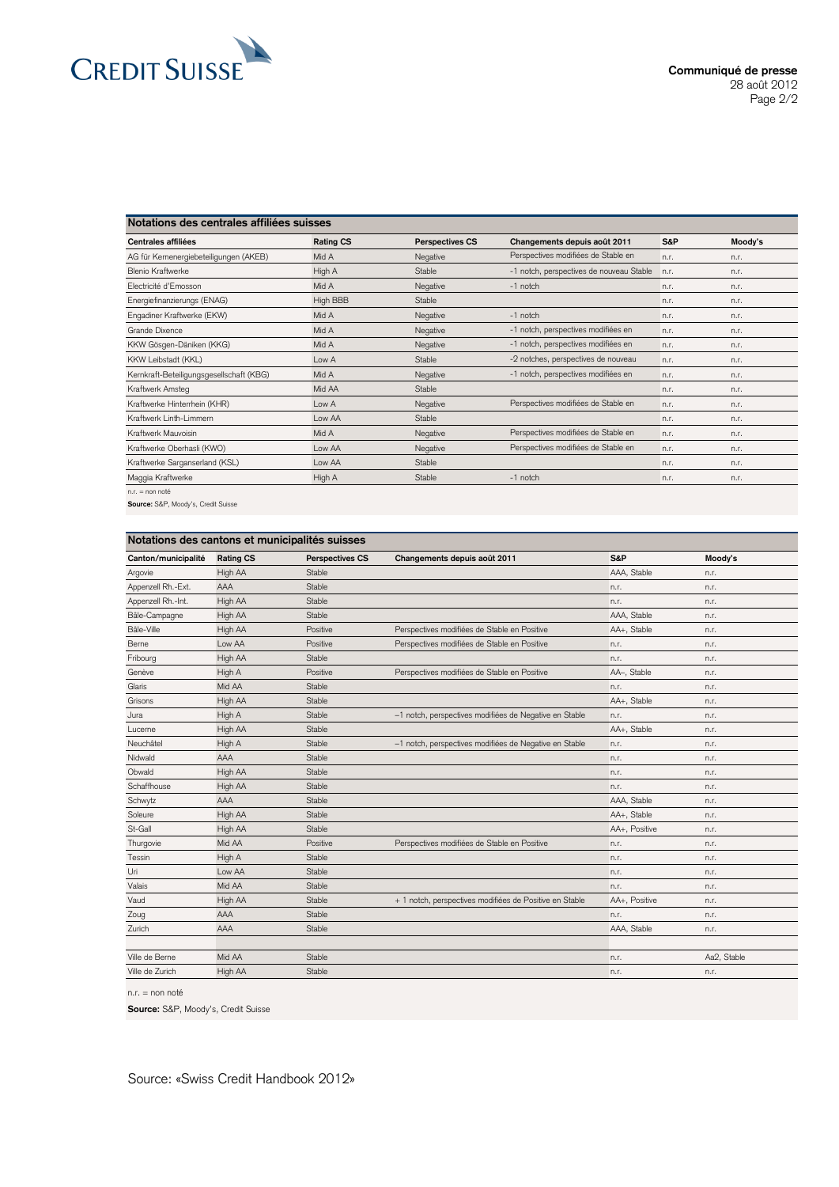## Notations des centrales affiliées suisses

| Centrales affiliées | Rating CS | Perspectives CS | Changements depuis août 2011 | S&P | Moody's |
|---|---|---|---|---|---|
| AG für Kernenergiebeteiligungen (AKEB) | Mid A | Negative | Perspectives modifiées de Stable en | n.r. | n.r. |
| Blenio Kraftwerke | High A | Stable | -1 notch, perspectives de nouveau Stable | n.r. | n.r. |
| Electricité d'Emosson | Mid A | Negative | -1 notch | n.r. | n.r. |
| Energiefinanzierungs (ENAG) | High BBB | Stable | | n.r. | n.r. |
| Engadiner Kraftwerke (EKW) | Mid A | Negative | -1 notch | n.r. | n.r. |
| Grande Dixence | Mid A | Negative | -1 notch, perspectives modifiées en | n.r. | n.r. |
| KKW Gösgen-Däniken (KKG) | Mid A | Negative | -1 notch, perspectives modifiées en | n.r. | n.r. |
| KKW Leibstadt (KKL) | Low A | Stable | -2 notches, perspectives de nouveau | n.r. | n.r. |
| Kernkraft-Beteiligungsgesellschaft (KBG) | Mid A | Negative | -1 notch, perspectives modifiées en | n.r. | n.r. |
| Kraftwerk Amsteg | Mid AA | Stable | | n.r. | n.r. |
| Kraftwerke Hinterrhein (KHR) | Low A | Negative | Perspectives modifiées de Stable en | n.r. | n.r. |
| Kraftwerk Linth-Limmern | Low AA | Stable | | n.r. | n.r. |
| Kraftwerk Mauvoisin | Mid A | Negative | Perspectives modifiées de Stable en | n.r. | n.r. |
| Kraftwerke Oberhasli (KWO) | Low AA | Negative | Perspectives modifiées de Stable en | n.r. | n.r. |
| Kraftwerke Sarganserland (KSL) | Low AA | Stable | | n.r. | n.r. |
| Maggia Kraftwerke | High A | Stable | -1 notch | n.r. | n.r. |

n.r. = non noté

**Source:** S&P, Moody's, Credit Suisse

## Notations des cantons et municipalités suisses

| Canton/municipalité | Rating CS | Perspectives CS | Changements depuis août 2011 | S&P | Moody's |
|---|---|---|---|---|---|
| Argovie | High AA | Stable | | AAA, Stable | n.r. |
| Appenzell Rh.-Ext. | AAA | Stable | | n.r. | n.r. |
| Appenzell Rh.-Int. | High AA | Stable | | n.r. | n.r. |
| Bâle-Campagne | High AA | Stable | | AAA, Stable | n.r. |
| Bâle-Ville | High AA | Positive | Perspectives modifiées de Stable en Positive | AA+, Stable | n.r. |
| Berne | Low AA | Positive | Perspectives modifiées de Stable en Positive | n.r. | n.r. |
| Fribourg | High AA | Stable | | n.r. | n.r. |
| Genève | High A | Positive | Perspectives modifiées de Stable en Positive | AA–, Stable | n.r. |
| Glaris | Mid AA | Stable | | n.r. | n.r. |
| Grisons | High AA | Stable | | AA+, Stable | n.r. |
| Jura | High A | Stable | –1 notch, perspectives modifiées de Negative en Stable | n.r. | n.r. |
| Lucerne | High AA | Stable | | AA+, Stable | n.r. |
| Neuchâtel | High A | Stable | –1 notch, perspectives modifiées de Negative en Stable | n.r. | n.r. |
| Nidwald | AAA | Stable | | n.r. | n.r. |
| Obwald | High AA | Stable | | n.r. | n.r. |
| Schaffhouse | High AA | Stable | | n.r. | n.r. |
| Schwytz | AAA | Stable | | AAA, Stable | n.r. |
| Soleure | High AA | Stable | | AA+, Stable | n.r. |
| St-Gall | High AA | Stable | | AA+, Positive | n.r. |
| Thurgovie | Mid AA | Positive | Perspectives modifiées de Stable en Positive | n.r. | n.r. |
| Tessin | High A | Stable | | n.r. | n.r. |
| Uri | Low AA | Stable | | n.r. | n.r. |
| Valais | Mid AA | Stable | | n.r. | n.r. |
| Vaud | High AA | Stable | + 1 notch, perspectives modifiées de Positive en Stable | AA+, Positive | n.r. |
| Zoug | AAA | Stable | | n.r. | n.r. |
| Zurich | AAA | Stable | | AAA, Stable | n.r. |
| | | | | | |
| Ville de Berne | Mid AA | Stable | | n.r. | Aa2, Stable |
| Ville de Zurich | High AA | Stable | | n.r. | n.r. |

n.r. = non noté

**Source:** S&P, Moody's, Credit Suisse

Source: «Swiss Credit Handbook 2012»